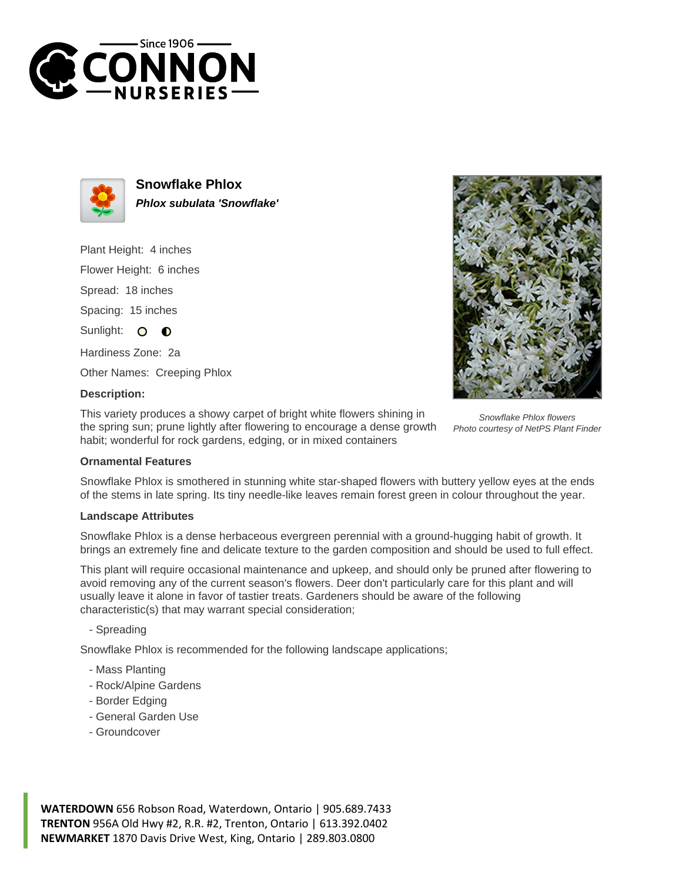# Snowflake Phlox

***Phlox subulata 'Snowflake'***

Plant Height: 4 inches

Flower Height: 6 inches

Spread: 18 inches

Spacing: 15 inches

Sunlight:

Hardiness Zone: 2a

Other Names: Creeping Phlox

**Description:**

This variety produces a showy carpet of bright white flowers shining in the spring sun; prune lightly after flowering to encourage a dense growth habit; wonderful for rock gardens, edging, or in mixed containers

*Snowflake Phlox flowers*
*Photo courtesy of NetPS Plant Finder*

### Ornamental Features

Snowflake Phlox is smothered in stunning white star-shaped flowers with buttery yellow eyes at the ends of the stems in late spring. Its tiny needle-like leaves remain forest green in colour throughout the year.

### Landscape Attributes

Snowflake Phlox is a dense herbaceous evergreen perennial with a ground-hugging habit of growth. It brings an extremely fine and delicate texture to the garden composition and should be used to full effect.

This plant will require occasional maintenance and upkeep, and should only be pruned after flowering to avoid removing any of the current season's flowers. Deer don't particularly care for this plant and will usually leave it alone in favor of tastier treats. Gardeners should be aware of the following characteristic(s) that may warrant special consideration;

- Spreading

Snowflake Phlox is recommended for the following landscape applications;

- Mass Planting
- Rock/Alpine Gardens
- Border Edging
- General Garden Use
- Groundcover

**WATERDOWN** 656 Robson Road, Waterdown, Ontario | 905.689.7433
**TRENTON** 956A Old Hwy #2, R.R. #2, Trenton, Ontario | 613.392.0402
**NEWMARKET** 1870 Davis Drive West, King, Ontario | 289.803.0800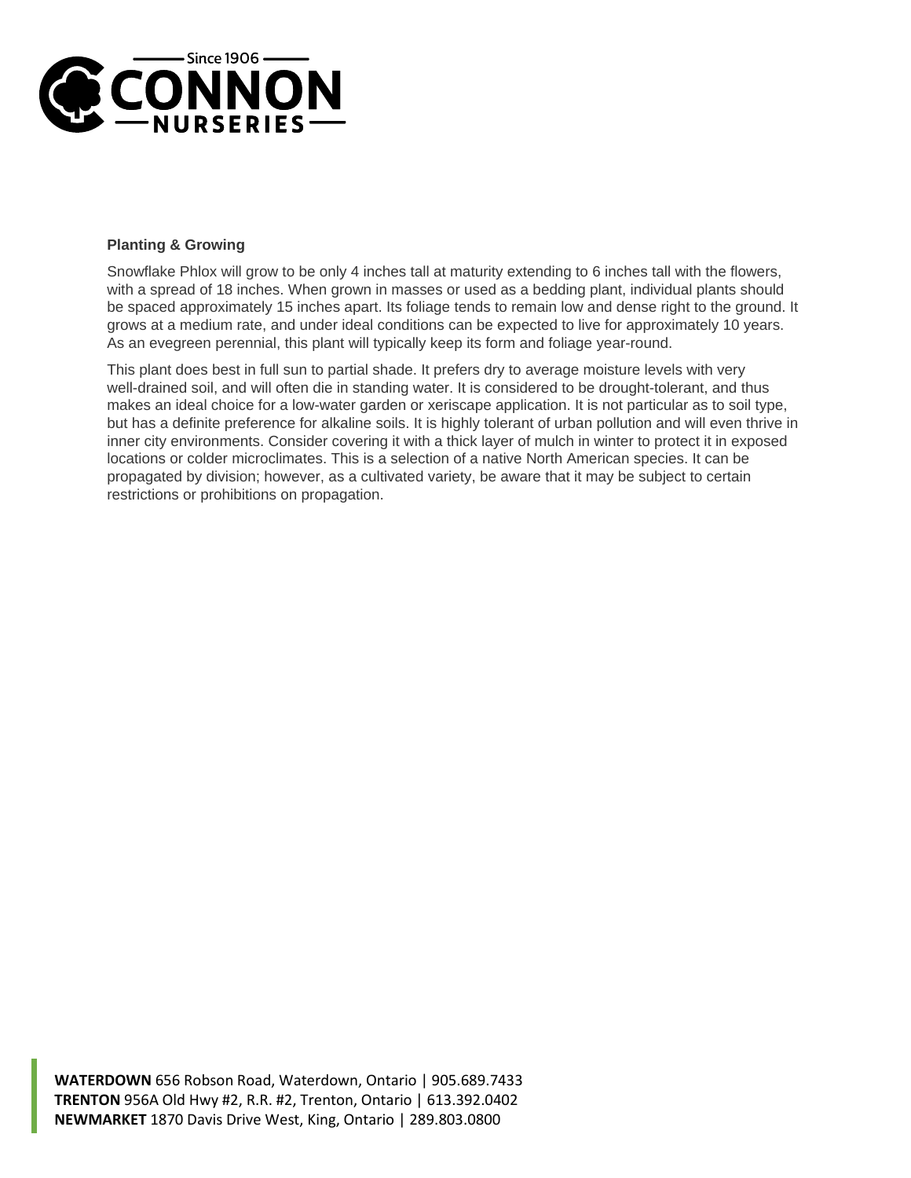### Planting & Growing

Snowflake Phlox will grow to be only 4 inches tall at maturity extending to 6 inches tall with the flowers, with a spread of 18 inches. When grown in masses or used as a bedding plant, individual plants should be spaced approximately 15 inches apart. Its foliage tends to remain low and dense right to the ground. It grows at a medium rate, and under ideal conditions can be expected to live for approximately 10 years. As an evegreen perennial, this plant will typically keep its form and foliage year-round.

This plant does best in full sun to partial shade. It prefers dry to average moisture levels with very well-drained soil, and will often die in standing water. It is considered to be drought-tolerant, and thus makes an ideal choice for a low-water garden or xeriscape application. It is not particular as to soil type, but has a definite preference for alkaline soils. It is highly tolerant of urban pollution and will even thrive in inner city environments. Consider covering it with a thick layer of mulch in winter to protect it in exposed locations or colder microclimates. This is a selection of a native North American species. It can be propagated by division; however, as a cultivated variety, be aware that it may be subject to certain restrictions or prohibitions on propagation.